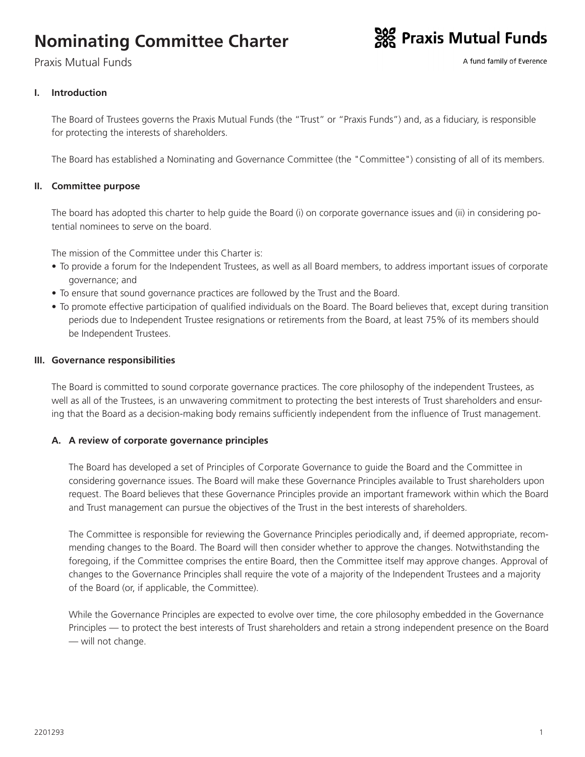# Nominating Committee Charter

Praxis Mutual Funds

Praxis Mutual Funds

A fund family of Everence

## I. Introduction

The Board of Trustees governs the Praxis Mutual Funds (the “Trust” or “Praxis Funds”) and, as a fiduciary, is responsible for protecting the interests of shareholders.

The Board has established a Nominating and Governance Committee (the "Committee") consisting of all of its members.

## II. Committee purpose

The board has adopted this charter to help guide the Board (i) on corporate governance issues and (ii) in considering potential nominees to serve on the board.

The mission of the Committee under this Charter is:

- To provide a forum for the Independent Trustees, as well as all Board members, to address important issues of corporate governance; and
- To ensure that sound governance practices are followed by the Trust and the Board.
- To promote effective participation of qualified individuals on the Board. The Board believes that, except during transition periods due to Independent Trustee resignations or retirements from the Board, at least 75% of its members should be Independent Trustees.

## III. Governance responsibilities

The Board is committed to sound corporate governance practices. The core philosophy of the independent Trustees, as well as all of the Trustees, is an unwavering commitment to protecting the best interests of Trust shareholders and ensuring that the Board as a decision-making body remains sufficiently independent from the influence of Trust management.

### A. A review of corporate governance principles

The Board has developed a set of Principles of Corporate Governance to guide the Board and the Committee in considering governance issues. The Board will make these Governance Principles available to Trust shareholders upon request. The Board believes that these Governance Principles provide an important framework within which the Board and Trust management can pursue the objectives of the Trust in the best interests of shareholders.

The Committee is responsible for reviewing the Governance Principles periodically and, if deemed appropriate, recommending changes to the Board. The Board will then consider whether to approve the changes. Notwithstanding the foregoing, if the Committee comprises the entire Board, then the Committee itself may approve changes. Approval of changes to the Governance Principles shall require the vote of a majority of the Independent Trustees and a majority of the Board (or, if applicable, the Committee).

While the Governance Principles are expected to evolve over time, the core philosophy embedded in the Governance Principles — to protect the best interests of Trust shareholders and retain a strong independent presence on the Board — will not change.

2201293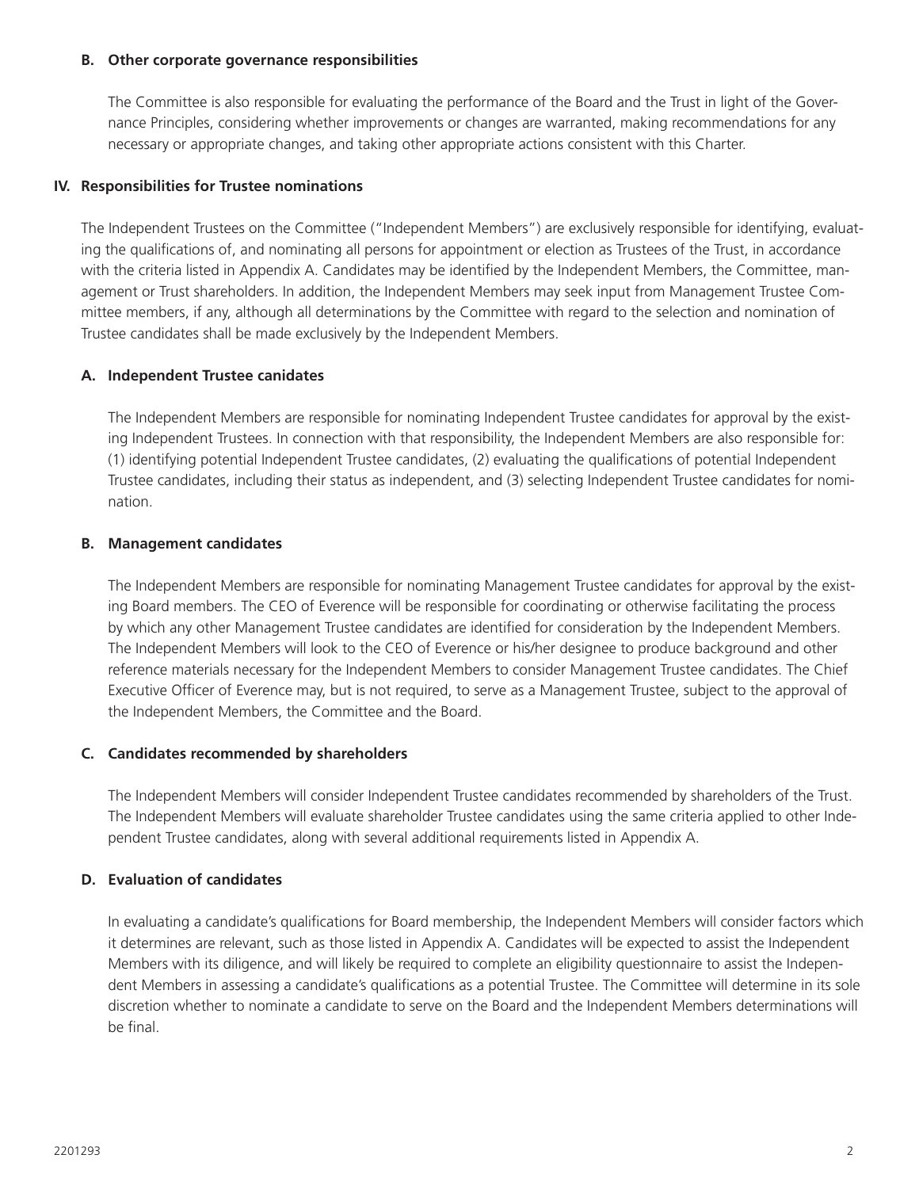### B. Other corporate governance responsibilities

The Committee is also responsible for evaluating the performance of the Board and the Trust in light of the Governance Principles, considering whether improvements or changes are warranted, making recommendations for any necessary or appropriate changes, and taking other appropriate actions consistent with this Charter.

## IV. Responsibilities for Trustee nominations

The Independent Trustees on the Committee ("Independent Members") are exclusively responsible for identifying, evaluating the qualifications of, and nominating all persons for appointment or election as Trustees of the Trust, in accordance with the criteria listed in Appendix A. Candidates may be identified by the Independent Members, the Committee, management or Trust shareholders. In addition, the Independent Members may seek input from Management Trustee Committee members, if any, although all determinations by the Committee with regard to the selection and nomination of Trustee candidates shall be made exclusively by the Independent Members.

### A. Independent Trustee canidates

The Independent Members are responsible for nominating Independent Trustee candidates for approval by the existing Independent Trustees. In connection with that responsibility, the Independent Members are also responsible for: (1) identifying potential Independent Trustee candidates, (2) evaluating the qualifications of potential Independent Trustee candidates, including their status as independent, and (3) selecting Independent Trustee candidates for nomination.

### B. Management candidates

The Independent Members are responsible for nominating Management Trustee candidates for approval by the existing Board members. The CEO of Everence will be responsible for coordinating or otherwise facilitating the process by which any other Management Trustee candidates are identified for consideration by the Independent Members. The Independent Members will look to the CEO of Everence or his/her designee to produce background and other reference materials necessary for the Independent Members to consider Management Trustee candidates. The Chief Executive Officer of Everence may, but is not required, to serve as a Management Trustee, subject to the approval of the Independent Members, the Committee and the Board.

### C. Candidates recommended by shareholders

The Independent Members will consider Independent Trustee candidates recommended by shareholders of the Trust. The Independent Members will evaluate shareholder Trustee candidates using the same criteria applied to other Independent Trustee candidates, along with several additional requirements listed in Appendix A.

### D. Evaluation of candidates

In evaluating a candidate's qualifications for Board membership, the Independent Members will consider factors which it determines are relevant, such as those listed in Appendix A. Candidates will be expected to assist the Independent Members with its diligence, and will likely be required to complete an eligibility questionnaire to assist the Independent Members in assessing a candidate's qualifications as a potential Trustee. The Committee will determine in its sole discretion whether to nominate a candidate to serve on the Board and the Independent Members determinations will be final.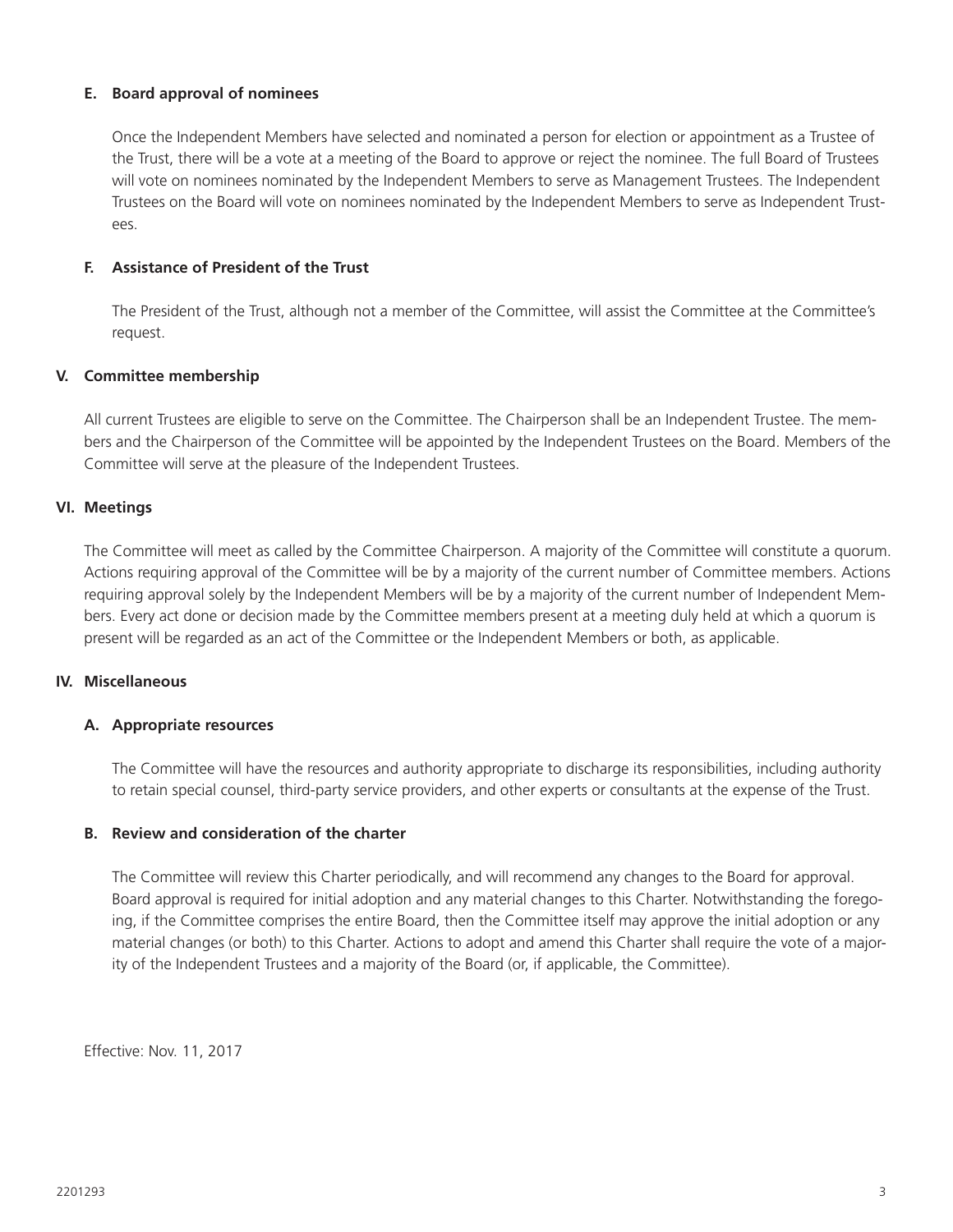### E. Board approval of nominees

Once the Independent Members have selected and nominated a person for election or appointment as a Trustee of the Trust, there will be a vote at a meeting of the Board to approve or reject the nominee. The full Board of Trustees will vote on nominees nominated by the Independent Members to serve as Management Trustees. The Independent Trustees on the Board will vote on nominees nominated by the Independent Members to serve as Independent Trustees.

### F. Assistance of President of the Trust

The President of the Trust, although not a member of the Committee, will assist the Committee at the Committee's request.

## V. Committee membership

All current Trustees are eligible to serve on the Committee. The Chairperson shall be an Independent Trustee. The members and the Chairperson of the Committee will be appointed by the Independent Trustees on the Board. Members of the Committee will serve at the pleasure of the Independent Trustees.

## VI. Meetings

The Committee will meet as called by the Committee Chairperson. A majority of the Committee will constitute a quorum. Actions requiring approval of the Committee will be by a majority of the current number of Committee members. Actions requiring approval solely by the Independent Members will be by a majority of the current number of Independent Members. Every act done or decision made by the Committee members present at a meeting duly held at which a quorum is present will be regarded as an act of the Committee or the Independent Members or both, as applicable.

## IV. Miscellaneous

### A. Appropriate resources

The Committee will have the resources and authority appropriate to discharge its responsibilities, including authority to retain special counsel, third-party service providers, and other experts or consultants at the expense of the Trust.

### B. Review and consideration of the charter

The Committee will review this Charter periodically, and will recommend any changes to the Board for approval. Board approval is required for initial adoption and any material changes to this Charter. Notwithstanding the foregoing, if the Committee comprises the entire Board, then the Committee itself may approve the initial adoption or any material changes (or both) to this Charter. Actions to adopt and amend this Charter shall require the vote of a majority of the Independent Trustees and a majority of the Board (or, if applicable, the Committee).

Effective: Nov. 11, 2017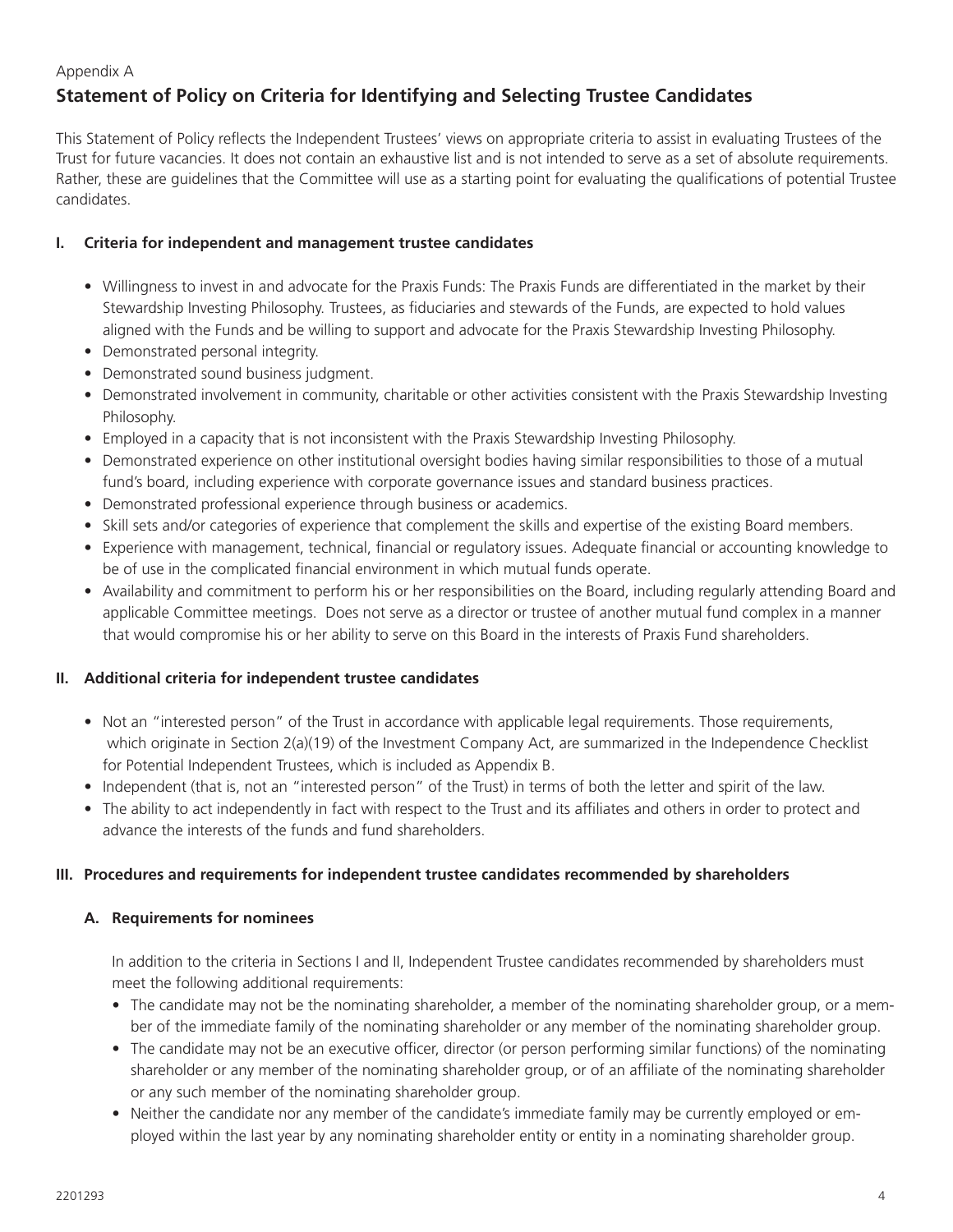Appendix A

## Statement of Policy on Criteria for Identifying and Selecting Trustee Candidates

This Statement of Policy reflects the Independent Trustees' views on appropriate criteria to assist in evaluating Trustees of the Trust for future vacancies. It does not contain an exhaustive list and is not intended to serve as a set of absolute requirements. Rather, these are guidelines that the Committee will use as a starting point for evaluating the qualifications of potential Trustee candidates.

### I. Criteria for independent and management trustee candidates

- Willingness to invest in and advocate for the Praxis Funds: The Praxis Funds are differentiated in the market by their Stewardship Investing Philosophy. Trustees, as fiduciaries and stewards of the Funds, are expected to hold values aligned with the Funds and be willing to support and advocate for the Praxis Stewardship Investing Philosophy.
- Demonstrated personal integrity.
- Demonstrated sound business judgment.
- Demonstrated involvement in community, charitable or other activities consistent with the Praxis Stewardship Investing Philosophy.
- Employed in a capacity that is not inconsistent with the Praxis Stewardship Investing Philosophy.
- Demonstrated experience on other institutional oversight bodies having similar responsibilities to those of a mutual fund's board, including experience with corporate governance issues and standard business practices.
- Demonstrated professional experience through business or academics.
- Skill sets and/or categories of experience that complement the skills and expertise of the existing Board members.
- Experience with management, technical, financial or regulatory issues. Adequate financial or accounting knowledge to be of use in the complicated financial environment in which mutual funds operate.
- Availability and commitment to perform his or her responsibilities on the Board, including regularly attending Board and applicable Committee meetings. Does not serve as a director or trustee of another mutual fund complex in a manner that would compromise his or her ability to serve on this Board in the interests of Praxis Fund shareholders.

### II. Additional criteria for independent trustee candidates

- Not an "interested person" of the Trust in accordance with applicable legal requirements. Those requirements, which originate in Section 2(a)(19) of the Investment Company Act, are summarized in the Independence Checklist for Potential Independent Trustees, which is included as Appendix B.
- Independent (that is, not an "interested person" of the Trust) in terms of both the letter and spirit of the law.
- The ability to act independently in fact with respect to the Trust and its affiliates and others in order to protect and advance the interests of the funds and fund shareholders.

### III. Procedures and requirements for independent trustee candidates recommended by shareholders

#### A. Requirements for nominees

In addition to the criteria in Sections I and II, Independent Trustee candidates recommended by shareholders must meet the following additional requirements:

- The candidate may not be the nominating shareholder, a member of the nominating shareholder group, or a member of the immediate family of the nominating shareholder or any member of the nominating shareholder group.
- The candidate may not be an executive officer, director (or person performing similar functions) of the nominating shareholder or any member of the nominating shareholder group, or of an affiliate of the nominating shareholder or any such member of the nominating shareholder group.
- Neither the candidate nor any member of the candidate's immediate family may be currently employed or employed within the last year by any nominating shareholder entity or entity in a nominating shareholder group.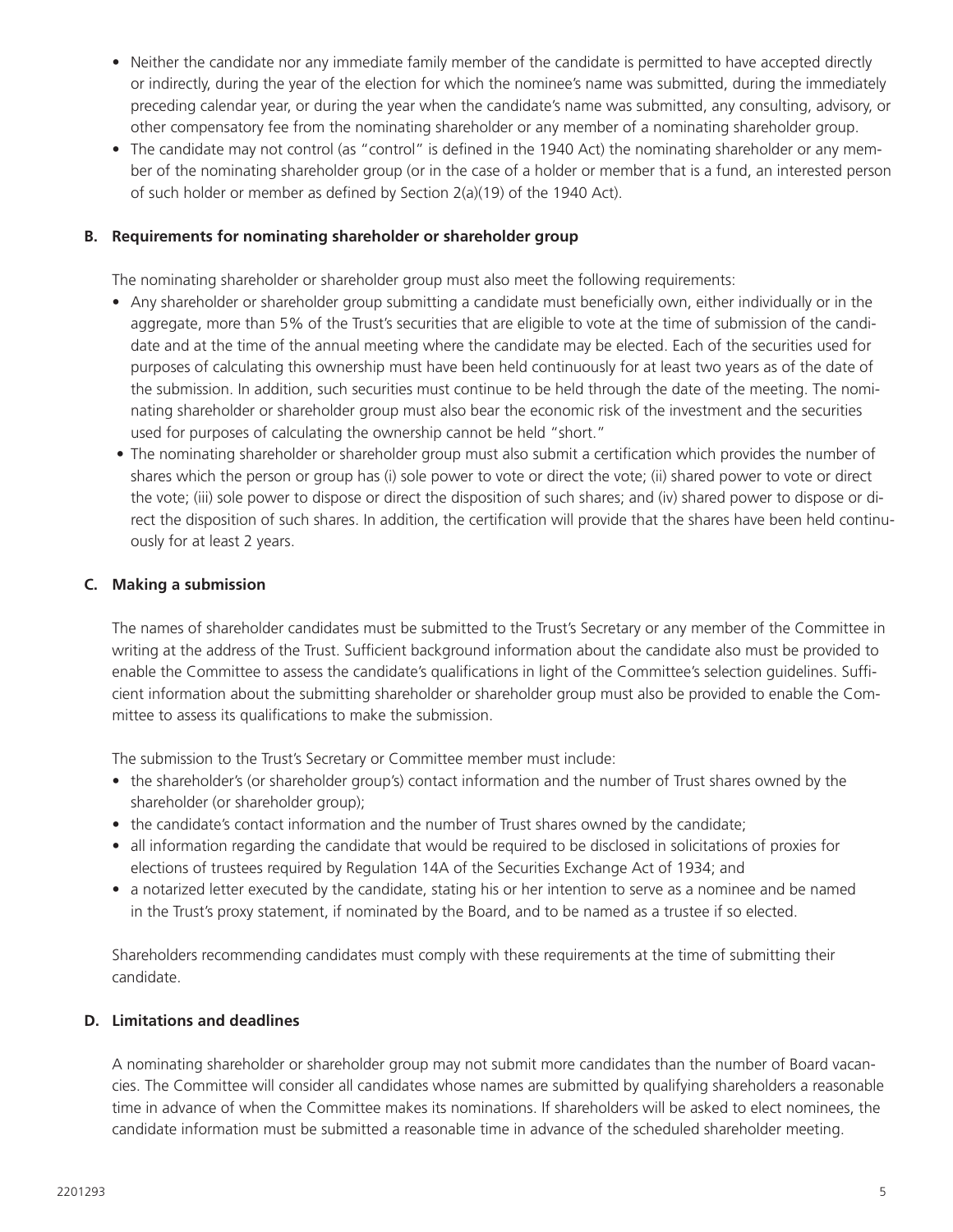- Neither the candidate nor any immediate family member of the candidate is permitted to have accepted directly or indirectly, during the year of the election for which the nominee's name was submitted, during the immediately preceding calendar year, or during the year when the candidate's name was submitted, any consulting, advisory, or other compensatory fee from the nominating shareholder or any member of a nominating shareholder group.
- The candidate may not control (as "control" is defined in the 1940 Act) the nominating shareholder or any member of the nominating shareholder group (or in the case of a holder or member that is a fund, an interested person of such holder or member as defined by Section 2(a)(19) of the 1940 Act).

**B. Requirements for nominating shareholder or shareholder group**

The nominating shareholder or shareholder group must also meet the following requirements:

- Any shareholder or shareholder group submitting a candidate must beneficially own, either individually or in the aggregate, more than 5% of the Trust's securities that are eligible to vote at the time of submission of the candidate and at the time of the annual meeting where the candidate may be elected. Each of the securities used for purposes of calculating this ownership must have been held continuously for at least two years as of the date of the submission. In addition, such securities must continue to be held through the date of the meeting. The nominating shareholder or shareholder group must also bear the economic risk of the investment and the securities used for purposes of calculating the ownership cannot be held "short."
- The nominating shareholder or shareholder group must also submit a certification which provides the number of shares which the person or group has (i) sole power to vote or direct the vote; (ii) shared power to vote or direct the vote; (iii) sole power to dispose or direct the disposition of such shares; and (iv) shared power to dispose or direct the disposition of such shares. In addition, the certification will provide that the shares have been held continuously for at least 2 years.

**C. Making a submission**

The names of shareholder candidates must be submitted to the Trust's Secretary or any member of the Committee in writing at the address of the Trust. Sufficient background information about the candidate also must be provided to enable the Committee to assess the candidate's qualifications in light of the Committee's selection guidelines. Sufficient information about the submitting shareholder or shareholder group must also be provided to enable the Committee to assess its qualifications to make the submission.

The submission to the Trust's Secretary or Committee member must include:

- the shareholder's (or shareholder group's) contact information and the number of Trust shares owned by the shareholder (or shareholder group);
- the candidate's contact information and the number of Trust shares owned by the candidate;
- all information regarding the candidate that would be required to be disclosed in solicitations of proxies for elections of trustees required by Regulation 14A of the Securities Exchange Act of 1934; and
- a notarized letter executed by the candidate, stating his or her intention to serve as a nominee and be named in the Trust's proxy statement, if nominated by the Board, and to be named as a trustee if so elected.

Shareholders recommending candidates must comply with these requirements at the time of submitting their candidate.

**D. Limitations and deadlines**

A nominating shareholder or shareholder group may not submit more candidates than the number of Board vacancies. The Committee will consider all candidates whose names are submitted by qualifying shareholders a reasonable time in advance of when the Committee makes its nominations. If shareholders will be asked to elect nominees, the candidate information must be submitted a reasonable time in advance of the scheduled shareholder meeting.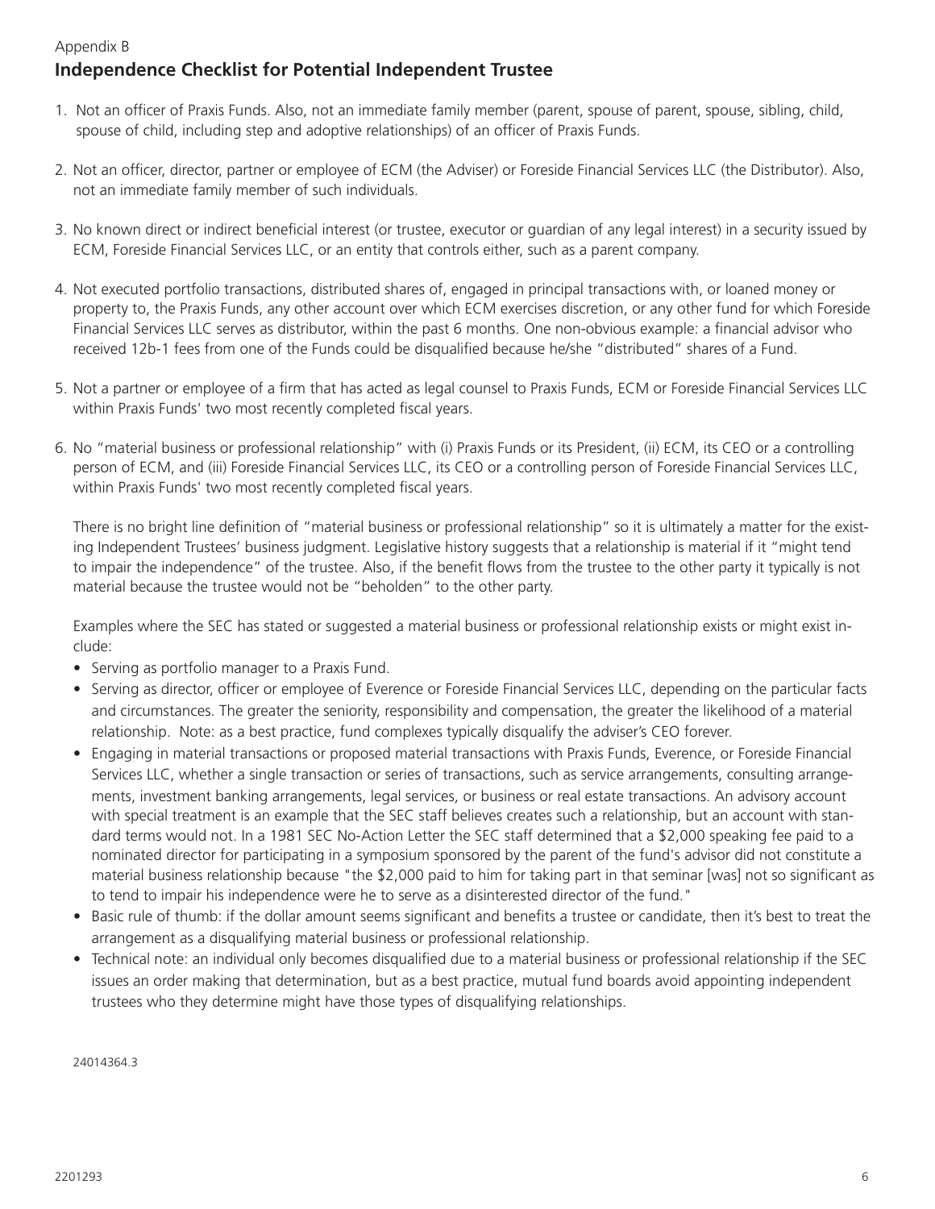Appendix B

## Independence Checklist for Potential Independent Trustee

1. Not an officer of Praxis Funds. Also, not an immediate family member (parent, spouse of parent, spouse, sibling, child, spouse of child, including step and adoptive relationships) of an officer of Praxis Funds.
2. Not an officer, director, partner or employee of ECM (the Adviser) or Foreside Financial Services LLC (the Distributor). Also, not an immediate family member of such individuals.
3. No known direct or indirect beneficial interest (or trustee, executor or guardian of any legal interest) in a security issued by ECM, Foreside Financial Services LLC, or an entity that controls either, such as a parent company.
4. Not executed portfolio transactions, distributed shares of, engaged in principal transactions with, or loaned money or property to, the Praxis Funds, any other account over which ECM exercises discretion, or any other fund for which Foreside Financial Services LLC serves as distributor, within the past 6 months. One non-obvious example: a financial advisor who received 12b-1 fees from one of the Funds could be disqualified because he/she "distributed" shares of a Fund.
5. Not a partner or employee of a firm that has acted as legal counsel to Praxis Funds, ECM or Foreside Financial Services LLC within Praxis Funds' two most recently completed fiscal years.
6. No "material business or professional relationship" with (i) Praxis Funds or its President, (ii) ECM, its CEO or a controlling person of ECM, and (iii) Foreside Financial Services LLC, its CEO or a controlling person of Foreside Financial Services LLC, within Praxis Funds' two most recently completed fiscal years.

   There is no bright line definition of "material business or professional relationship" so it is ultimately a matter for the existing Independent Trustees' business judgment. Legislative history suggests that a relationship is material if it "might tend to impair the independence" of the trustee. Also, if the benefit flows from the trustee to the other party it typically is not material because the trustee would not be "beholden" to the other party.

   Examples where the SEC has stated or suggested a material business or professional relationship exists or might exist include:

   - Serving as portfolio manager to a Praxis Fund.
   - Serving as director, officer or employee of Everence or Foreside Financial Services LLC, depending on the particular facts and circumstances. The greater the seniority, responsibility and compensation, the greater the likelihood of a material relationship. Note: as a best practice, fund complexes typically disqualify the adviser's CEO forever.
   - Engaging in material transactions or proposed material transactions with Praxis Funds, Everence, or Foreside Financial Services LLC, whether a single transaction or series of transactions, such as service arrangements, consulting arrangements, investment banking arrangements, legal services, or business or real estate transactions. An advisory account with special treatment is an example that the SEC staff believes creates such a relationship, but an account with standard terms would not. In a 1981 SEC No-Action Letter the SEC staff determined that a $2,000 speaking fee paid to a nominated director for participating in a symposium sponsored by the parent of the fund's advisor did not constitute a material business relationship because "the $2,000 paid to him for taking part in that seminar [was] not so significant as to tend to impair his independence were he to serve as a disinterested director of the fund."
   - Basic rule of thumb: if the dollar amount seems significant and benefits a trustee or candidate, then it's best to treat the arrangement as a disqualifying material business or professional relationship.
   - Technical note: an individual only becomes disqualified due to a material business or professional relationship if the SEC issues an order making that determination, but as a best practice, mutual fund boards avoid appointing independent trustees who they determine might have those types of disqualifying relationships.

24014364.3